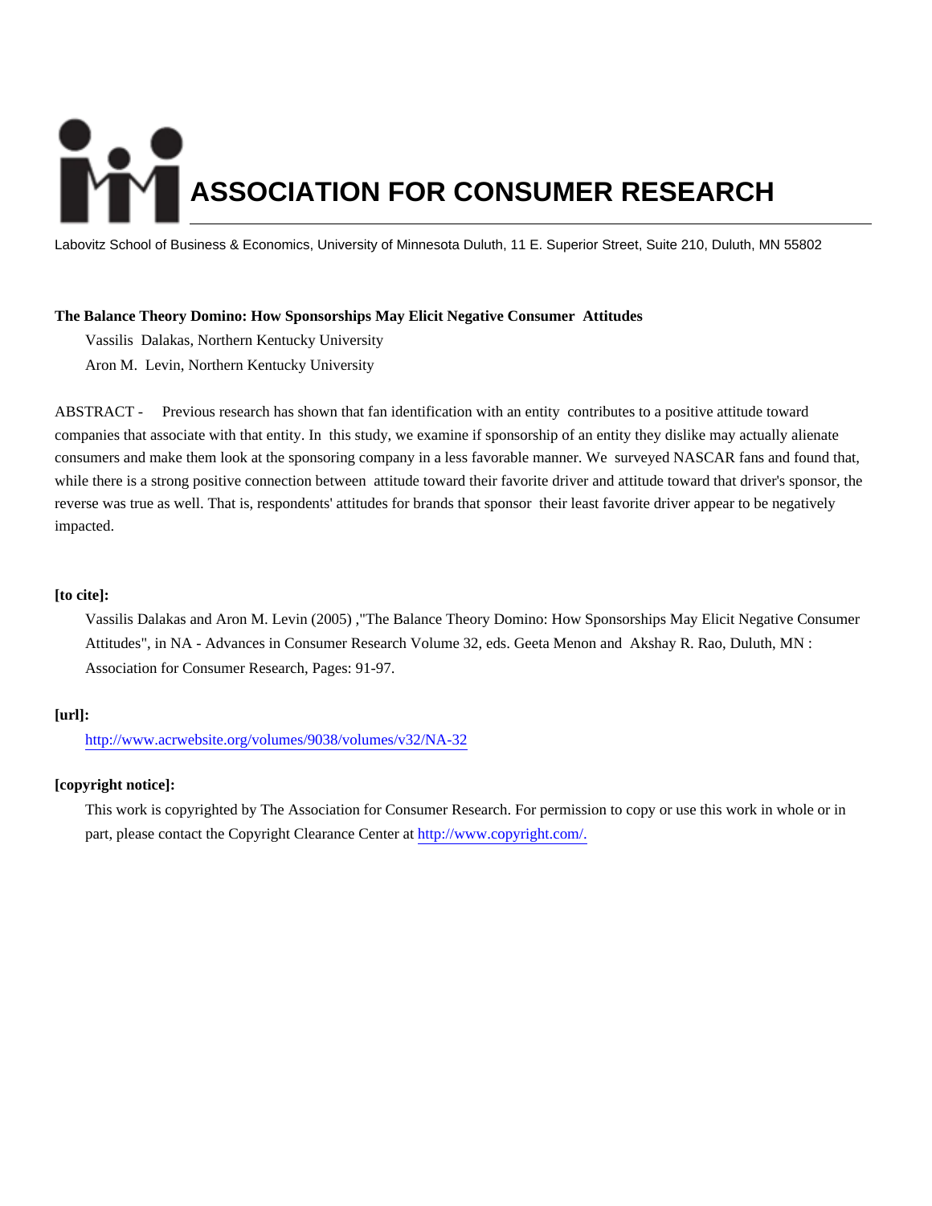# ASSOCIATION FOR CONSUMER RESEARCH

Labovitz School of Business & Economics, University of Minnesota Duluth, 11 E. Superior Street, Suite 210, Duluth, MN 55802

**The Balance Theory Domino: How Sponsorships May Elicit Negative Consumer Attitudes**

Vassilis Dalakas, Northern Kentucky University

Aron M. Levin, Northern Kentucky University

ABSTRACT - Previous research has shown that fan identification with an entity contributes to a positive attitude toward companies that associate with that entity. In this study, we examine if sponsorship of an entity they dislike may actually alienate consumers and make them look at the sponsoring company in a less favorable manner. We surveyed NASCAR fans and found that, while there is a strong positive connection between attitude toward their favorite driver and attitude toward that driver's sponsor, the reverse was true as well. That is, respondents' attitudes for brands that sponsor their least favorite driver appear to be negatively impacted.

**[to cite]:**

Vassilis Dalakas and Aron M. Levin (2005) ,"The Balance Theory Domino: How Sponsorships May Elicit Negative Consumer Attitudes", in NA - Advances in Consumer Research Volume 32, eds. Geeta Menon and Akshay R. Rao, Duluth, MN : Association for Consumer Research, Pages: 91-97.

**[url]:**

http://www.acrwebsite.org/volumes/9038/volumes/v32/NA-32

**[copyright notice]:**

This work is copyrighted by The Association for Consumer Research. For permission to copy or use this work in whole or in part, please contact the Copyright Clearance Center at http://www.copyright.com/.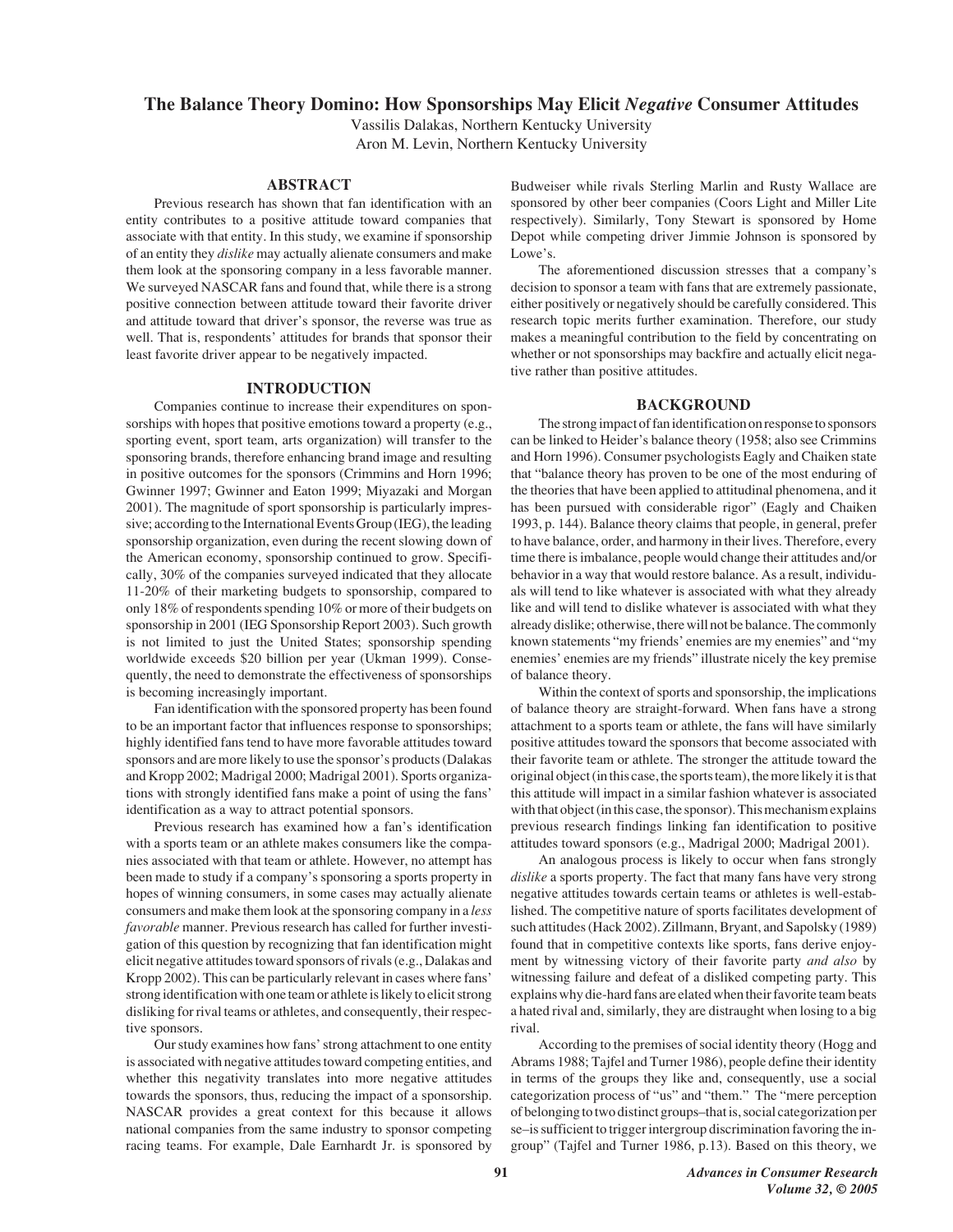# The Balance Theory Domino: How Sponsorships May Elicit *Negative* Consumer Attitudes

Vassilis Dalakas, Northern Kentucky University
Aron M. Levin, Northern Kentucky University

## ABSTRACT

Previous research has shown that fan identification with an entity contributes to a positive attitude toward companies that associate with that entity. In this study, we examine if sponsorship of an entity they *dislike* may actually alienate consumers and make them look at the sponsoring company in a less favorable manner. We surveyed NASCAR fans and found that, while there is a strong positive connection between attitude toward their favorite driver and attitude toward that driver's sponsor, the reverse was true as well. That is, respondents' attitudes for brands that sponsor their least favorite driver appear to be negatively impacted.

## INTRODUCTION

Companies continue to increase their expenditures on sponsorships with hopes that positive emotions toward a property (e.g., sporting event, sport team, arts organization) will transfer to the sponsoring brands, therefore enhancing brand image and resulting in positive outcomes for the sponsors (Crimmins and Horn 1996; Gwinner 1997; Gwinner and Eaton 1999; Miyazaki and Morgan 2001). The magnitude of sport sponsorship is particularly impressive; according to the International Events Group (IEG), the leading sponsorship organization, even during the recent slowing down of the American economy, sponsorship continued to grow. Specifically, 30% of the companies surveyed indicated that they allocate 11-20% of their marketing budgets to sponsorship, compared to only 18% of respondents spending 10% or more of their budgets on sponsorship in 2001 (IEG Sponsorship Report 2003). Such growth is not limited to just the United States; sponsorship spending worldwide exceeds $20 billion per year (Ukman 1999). Consequently, the need to demonstrate the effectiveness of sponsorships is becoming increasingly important.

Fan identification with the sponsored property has been found to be an important factor that influences response to sponsorships; highly identified fans tend to have more favorable attitudes toward sponsors and are more likely to use the sponsor's products (Dalakas and Kropp 2002; Madrigal 2000; Madrigal 2001). Sports organizations with strongly identified fans make a point of using the fans' identification as a way to attract potential sponsors.

Previous research has examined how a fan's identification with a sports team or an athlete makes consumers like the companies associated with that team or athlete. However, no attempt has been made to study if a company's sponsoring a sports property in hopes of winning consumers, in some cases may actually alienate consumers and make them look at the sponsoring company in a *less favorable* manner. Previous research has called for further investigation of this question by recognizing that fan identification might elicit negative attitudes toward sponsors of rivals (e.g., Dalakas and Kropp 2002). This can be particularly relevant in cases where fans' strong identification with one team or athlete is likely to elicit strong disliking for rival teams or athletes, and consequently, their respective sponsors.

Our study examines how fans' strong attachment to one entity is associated with negative attitudes toward competing entities, and whether this negativity translates into more negative attitudes towards the sponsors, thus, reducing the impact of a sponsorship. NASCAR provides a great context for this because it allows national companies from the same industry to sponsor competing racing teams. For example, Dale Earnhardt Jr. is sponsored by Budweiser while rivals Sterling Marlin and Rusty Wallace are sponsored by other beer companies (Coors Light and Miller Lite respectively). Similarly, Tony Stewart is sponsored by Home Depot while competing driver Jimmie Johnson is sponsored by Lowe's.

The aforementioned discussion stresses that a company's decision to sponsor a team with fans that are extremely passionate, either positively or negatively should be carefully considered. This research topic merits further examination. Therefore, our study makes a meaningful contribution to the field by concentrating on whether or not sponsorships may backfire and actually elicit negative rather than positive attitudes.

## BACKGROUND

The strong impact of fan identification on response to sponsors can be linked to Heider's balance theory (1958; also see Crimmins and Horn 1996). Consumer psychologists Eagly and Chaiken state that "balance theory has proven to be one of the most enduring of the theories that have been applied to attitudinal phenomena, and it has been pursued with considerable rigor" (Eagly and Chaiken 1993, p. 144). Balance theory claims that people, in general, prefer to have balance, order, and harmony in their lives. Therefore, every time there is imbalance, people would change their attitudes and/or behavior in a way that would restore balance. As a result, individuals will tend to like whatever is associated with what they already like and will tend to dislike whatever is associated with what they already dislike; otherwise, there will not be balance. The commonly known statements "my friends' enemies are my enemies" and "my enemies' enemies are my friends" illustrate nicely the key premise of balance theory.

Within the context of sports and sponsorship, the implications of balance theory are straight-forward. When fans have a strong attachment to a sports team or athlete, the fans will have similarly positive attitudes toward the sponsors that become associated with their favorite team or athlete. The stronger the attitude toward the original object (in this case, the sports team), the more likely it is that this attitude will impact in a similar fashion whatever is associated with that object (in this case, the sponsor). This mechanism explains previous research findings linking fan identification to positive attitudes toward sponsors (e.g., Madrigal 2000; Madrigal 2001).

An analogous process is likely to occur when fans strongly *dislike* a sports property. The fact that many fans have very strong negative attitudes towards certain teams or athletes is well-established. The competitive nature of sports facilitates development of such attitudes (Hack 2002). Zillmann, Bryant, and Sapolsky (1989) found that in competitive contexts like sports, fans derive enjoyment by witnessing victory of their favorite party *and also* by witnessing failure and defeat of a disliked competing party. This explains why die-hard fans are elated when their favorite team beats a hated rival and, similarly, they are distraught when losing to a big rival.

According to the premises of social identity theory (Hogg and Abrams 1988; Tajfel and Turner 1986), people define their identity in terms of the groups they like and, consequently, use a social categorization process of "us" and "them." The "mere perception of belonging to two distinct groups–that is, social categorization per se–is sufficient to trigger intergroup discrimination favoring the in-group" (Tajfel and Turner 1986, p.13). Based on this theory, we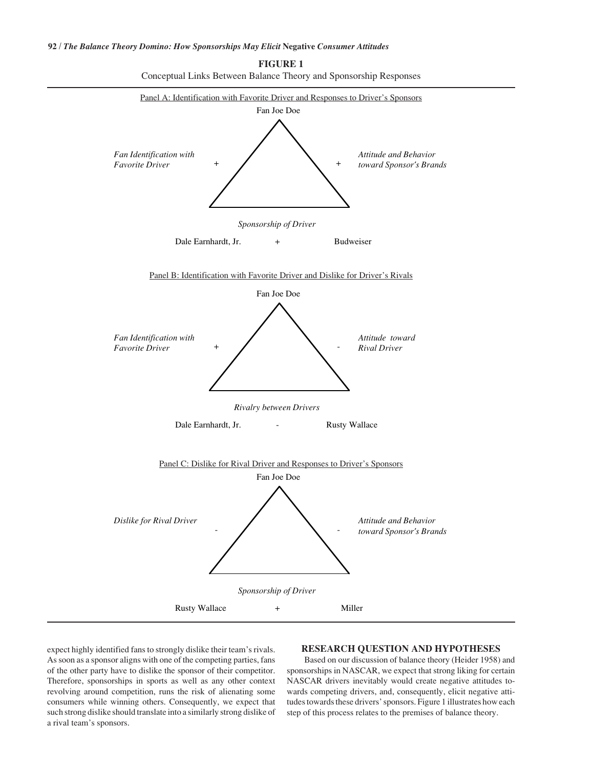**FIGURE 1**

Conceptual Links Between Balance Theory and Sponsorship Responses

Panel A: Identification with Favorite Driver and Responses to Driver's Sponsors

Fan Joe Doe

*Fan Identification with Favorite Driver* +

+ *Attitude and Behavior toward Sponsor's Brands*

*Sponsorship of Driver*

Dale Earnhardt, Jr. + Budweiser

Panel B: Identification with Favorite Driver and Dislike for Driver's Rivals

Fan Joe Doe

*Fan Identification with Favorite Driver* +

- *Attitude toward Rival Driver*

*Rivalry between Drivers*

Dale Earnhardt, Jr. - Rusty Wallace

Panel C: Dislike for Rival Driver and Responses to Driver's Sponsors

Fan Joe Doe

*Dislike for Rival Driver* -

- *Attitude and Behavior toward Sponsor's Brands*

*Sponsorship of Driver*

Rusty Wallace + Miller

expect highly identified fans to strongly dislike their team's rivals. As soon as a sponsor aligns with one of the competing parties, fans of the other party have to dislike the sponsor of their competitor. Therefore, sponsorships in sports as well as any other context revolving around competition, runs the risk of alienating some consumers while winning others. Consequently, we expect that such strong dislike should translate into a similarly strong dislike of a rival team's sponsors.

## RESEARCH QUESTION AND HYPOTHESES

Based on our discussion of balance theory (Heider 1958) and sponsorships in NASCAR, we expect that strong liking for certain NASCAR drivers inevitably would create negative attitudes towards competing drivers, and, consequently, elicit negative attitudes towards these drivers' sponsors. Figure 1 illustrates how each step of this process relates to the premises of balance theory.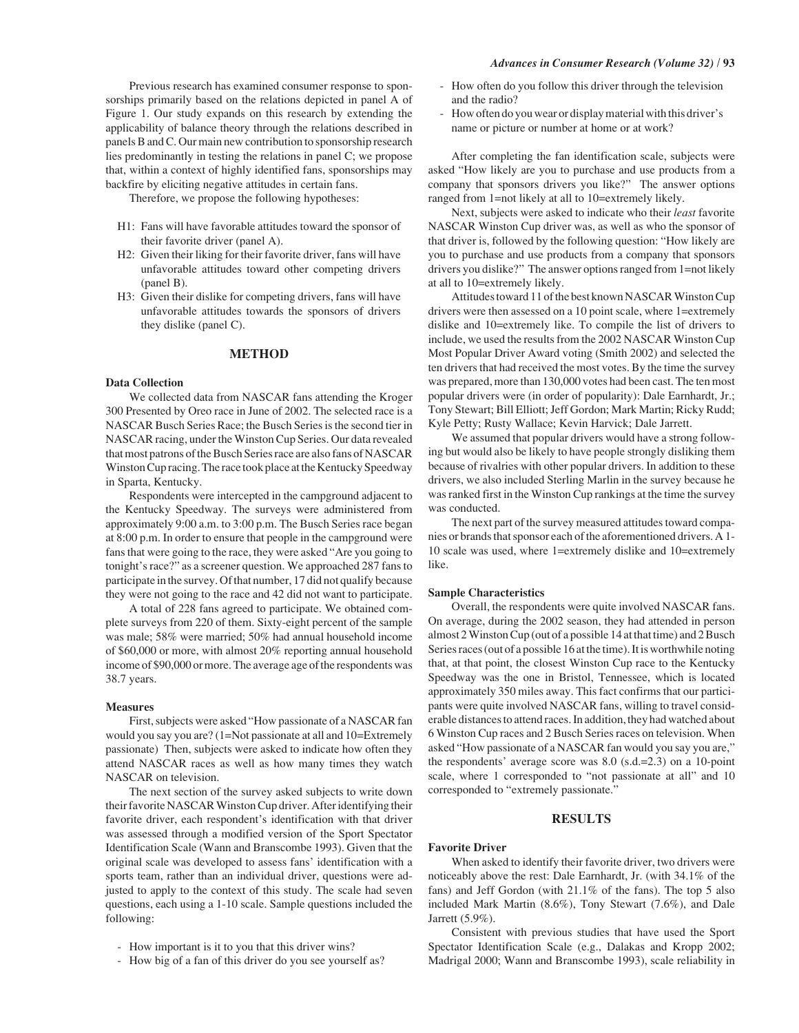Previous research has examined consumer response to sponsorships primarily based on the relations depicted in panel A of Figure 1. Our study expands on this research by extending the applicability of balance theory through the relations described in panels B and C. Our main new contribution to sponsorship research lies predominantly in testing the relations in panel C; we propose that, within a context of highly identified fans, sponsorships may backfire by eliciting negative attitudes in certain fans.

Therefore, we propose the following hypotheses:

- H1: Fans will have favorable attitudes toward the sponsor of their favorite driver (panel A).
- H2: Given their liking for their favorite driver, fans will have unfavorable attitudes toward other competing drivers (panel B).
- H3: Given their dislike for competing drivers, fans will have unfavorable attitudes towards the sponsors of drivers they dislike (panel C).

## METHOD

### Data Collection

We collected data from NASCAR fans attending the Kroger 300 Presented by Oreo race in June of 2002. The selected race is a NASCAR Busch Series Race; the Busch Series is the second tier in NASCAR racing, under the Winston Cup Series. Our data revealed that most patrons of the Busch Series race are also fans of NASCAR Winston Cup racing. The race took place at the Kentucky Speedway in Sparta, Kentucky.

Respondents were intercepted in the campground adjacent to the Kentucky Speedway. The surveys were administered from approximately 9:00 a.m. to 3:00 p.m. The Busch Series race began at 8:00 p.m. In order to ensure that people in the campground were fans that were going to the race, they were asked "Are you going to tonight's race?" as a screener question. We approached 287 fans to participate in the survey. Of that number, 17 did not qualify because they were not going to the race and 42 did not want to participate.

A total of 228 fans agreed to participate. We obtained complete surveys from 220 of them. Sixty-eight percent of the sample was male; 58% were married; 50% had annual household income of $60,000 or more, with almost 20% reporting annual household income of $90,000 or more. The average age of the respondents was 38.7 years.

### Measures

First, subjects were asked "How passionate of a NASCAR fan would you say you are? (1=Not passionate at all and 10=Extremely passionate) Then, subjects were asked to indicate how often they attend NASCAR races as well as how many times they watch NASCAR on television.

The next section of the survey asked subjects to write down their favorite NASCAR Winston Cup driver. After identifying their favorite driver, each respondent's identification with that driver was assessed through a modified version of the Sport Spectator Identification Scale (Wann and Branscombe 1993). Given that the original scale was developed to assess fans' identification with a sports team, rather than an individual driver, questions were adjusted to apply to the context of this study. The scale had seven questions, each using a 1-10 scale. Sample questions included the following:

- How important is it to you that this driver wins?
- How big of a fan of this driver do you see yourself as?
- How often do you follow this driver through the television and the radio?
- How often do you wear or display material with this driver's name or picture or number at home or at work?

After completing the fan identification scale, subjects were asked "How likely are you to purchase and use products from a company that sponsors drivers you like?" The answer options ranged from 1=not likely at all to 10=extremely likely.

Next, subjects were asked to indicate who their *least* favorite NASCAR Winston Cup driver was, as well as who the sponsor of that driver is, followed by the following question: "How likely are you to purchase and use products from a company that sponsors drivers you dislike?" The answer options ranged from 1=not likely at all to 10=extremely likely.

Attitudes toward 11 of the best known NASCAR Winston Cup drivers were then assessed on a 10 point scale, where 1=extremely dislike and 10=extremely like. To compile the list of drivers to include, we used the results from the 2002 NASCAR Winston Cup Most Popular Driver Award voting (Smith 2002) and selected the ten drivers that had received the most votes. By the time the survey was prepared, more than 130,000 votes had been cast. The ten most popular drivers were (in order of popularity): Dale Earnhardt, Jr.; Tony Stewart; Bill Elliott; Jeff Gordon; Mark Martin; Ricky Rudd; Kyle Petty; Rusty Wallace; Kevin Harvick; Dale Jarrett.

We assumed that popular drivers would have a strong following but would also be likely to have people strongly disliking them because of rivalries with other popular drivers. In addition to these drivers, we also included Sterling Marlin in the survey because he was ranked first in the Winston Cup rankings at the time the survey was conducted.

The next part of the survey measured attitudes toward companies or brands that sponsor each of the aforementioned drivers. A 1-10 scale was used, where 1=extremely dislike and 10=extremely like.

### Sample Characteristics

Overall, the respondents were quite involved NASCAR fans. On average, during the 2002 season, they had attended in person almost 2 Winston Cup (out of a possible 14 at that time) and 2 Busch Series races (out of a possible 16 at the time). It is worthwhile noting that, at that point, the closest Winston Cup race to the Kentucky Speedway was the one in Bristol, Tennessee, which is located approximately 350 miles away. This fact confirms that our participants were quite involved NASCAR fans, willing to travel considerable distances to attend races. In addition, they had watched about 6 Winston Cup races and 2 Busch Series races on television. When asked "How passionate of a NASCAR fan would you say you are," the respondents' average score was 8.0 (s.d.=2.3) on a 10-point scale, where 1 corresponded to "not passionate at all" and 10 corresponded to "extremely passionate."

## RESULTS

### Favorite Driver

When asked to identify their favorite driver, two drivers were noticeably above the rest: Dale Earnhardt, Jr. (with 34.1% of the fans) and Jeff Gordon (with 21.1% of the fans). The top 5 also included Mark Martin (8.6%), Tony Stewart (7.6%), and Dale Jarrett (5.9%).

Consistent with previous studies that have used the Sport Spectator Identification Scale (e.g., Dalakas and Kropp 2002; Madrigal 2000; Wann and Branscombe 1993), scale reliability in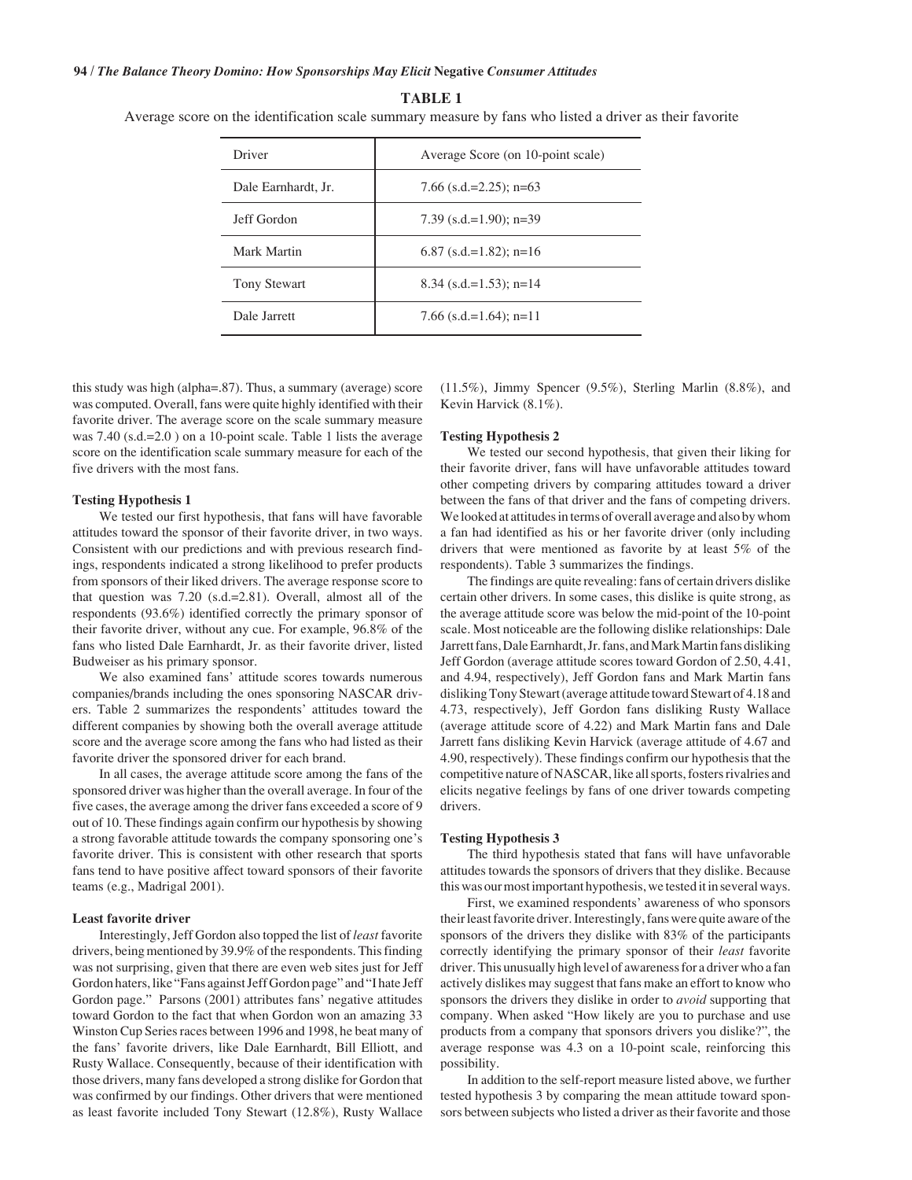**TABLE 1**

Average score on the identification scale summary measure by fans who listed a driver as their favorite

| Driver | Average Score (on 10-point scale) |
| --- | --- |
| Dale Earnhardt, Jr. | 7.66 (s.d.=2.25); n=63 |
| Jeff Gordon | 7.39 (s.d.=1.90); n=39 |
| Mark Martin | 6.87 (s.d.=1.82); n=16 |
| Tony Stewart | 8.34 (s.d.=1.53); n=14 |
| Dale Jarrett | 7.66 (s.d.=1.64); n=11 |

this study was high (alpha=.87). Thus, a summary (average) score was computed. Overall, fans were quite highly identified with their favorite driver. The average score on the scale summary measure was 7.40 (s.d.=2.0 ) on a 10-point scale. Table 1 lists the average score on the identification scale summary measure for each of the five drivers with the most fans.

### Testing Hypothesis 1

We tested our first hypothesis, that fans will have favorable attitudes toward the sponsor of their favorite driver, in two ways. Consistent with our predictions and with previous research findings, respondents indicated a strong likelihood to prefer products from sponsors of their liked drivers. The average response score to that question was 7.20 (s.d.=2.81). Overall, almost all of the respondents (93.6%) identified correctly the primary sponsor of their favorite driver, without any cue. For example, 96.8% of the fans who listed Dale Earnhardt, Jr. as their favorite driver, listed Budweiser as his primary sponsor.

We also examined fans' attitude scores towards numerous companies/brands including the ones sponsoring NASCAR drivers. Table 2 summarizes the respondents' attitudes toward the different companies by showing both the overall average attitude score and the average score among the fans who had listed as their favorite driver the sponsored driver for each brand.

In all cases, the average attitude score among the fans of the sponsored driver was higher than the overall average. In four of the five cases, the average among the driver fans exceeded a score of 9 out of 10. These findings again confirm our hypothesis by showing a strong favorable attitude towards the company sponsoring one's favorite driver. This is consistent with other research that sports fans tend to have positive affect toward sponsors of their favorite teams (e.g., Madrigal 2001).

### Least favorite driver

Interestingly, Jeff Gordon also topped the list of *least* favorite drivers, being mentioned by 39.9% of the respondents. This finding was not surprising, given that there are even web sites just for Jeff Gordon haters, like "Fans against Jeff Gordon page" and "I hate Jeff Gordon page." Parsons (2001) attributes fans' negative attitudes toward Gordon to the fact that when Gordon won an amazing 33 Winston Cup Series races between 1996 and 1998, he beat many of the fans' favorite drivers, like Dale Earnhardt, Bill Elliott, and Rusty Wallace. Consequently, because of their identification with those drivers, many fans developed a strong dislike for Gordon that was confirmed by our findings. Other drivers that were mentioned as least favorite included Tony Stewart (12.8%), Rusty Wallace (11.5%), Jimmy Spencer (9.5%), Sterling Marlin (8.8%), and Kevin Harvick (8.1%).

### Testing Hypothesis 2

We tested our second hypothesis, that given their liking for their favorite driver, fans will have unfavorable attitudes toward other competing drivers by comparing attitudes toward a driver between the fans of that driver and the fans of competing drivers. We looked at attitudes in terms of overall average and also by whom a fan had identified as his or her favorite driver (only including drivers that were mentioned as favorite by at least 5% of the respondents). Table 3 summarizes the findings.

The findings are quite revealing: fans of certain drivers dislike certain other drivers. In some cases, this dislike is quite strong, as the average attitude score was below the mid-point of the 10-point scale. Most noticeable are the following dislike relationships: Dale Jarrett fans, Dale Earnhardt, Jr. fans, and Mark Martin fans disliking Jeff Gordon (average attitude scores toward Gordon of 2.50, 4.41, and 4.94, respectively), Jeff Gordon fans and Mark Martin fans disliking Tony Stewart (average attitude toward Stewart of 4.18 and 4.73, respectively), Jeff Gordon fans disliking Rusty Wallace (average attitude score of 4.22) and Mark Martin fans and Dale Jarrett fans disliking Kevin Harvick (average attitude of 4.67 and 4.90, respectively). These findings confirm our hypothesis that the competitive nature of NASCAR, like all sports, fosters rivalries and elicits negative feelings by fans of one driver towards competing drivers.

### Testing Hypothesis 3

The third hypothesis stated that fans will have unfavorable attitudes towards the sponsors of drivers that they dislike. Because this was our most important hypothesis, we tested it in several ways.

First, we examined respondents' awareness of who sponsors their least favorite driver. Interestingly, fans were quite aware of the sponsors of the drivers they dislike with 83% of the participants correctly identifying the primary sponsor of their *least* favorite driver. This unusually high level of awareness for a driver who a fan actively dislikes may suggest that fans make an effort to know who sponsors the drivers they dislike in order to *avoid* supporting that company. When asked "How likely are you to purchase and use products from a company that sponsors drivers you dislike?", the average response was 4.3 on a 10-point scale, reinforcing this possibility.

In addition to the self-report measure listed above, we further tested hypothesis 3 by comparing the mean attitude toward sponsors between subjects who listed a driver as their favorite and those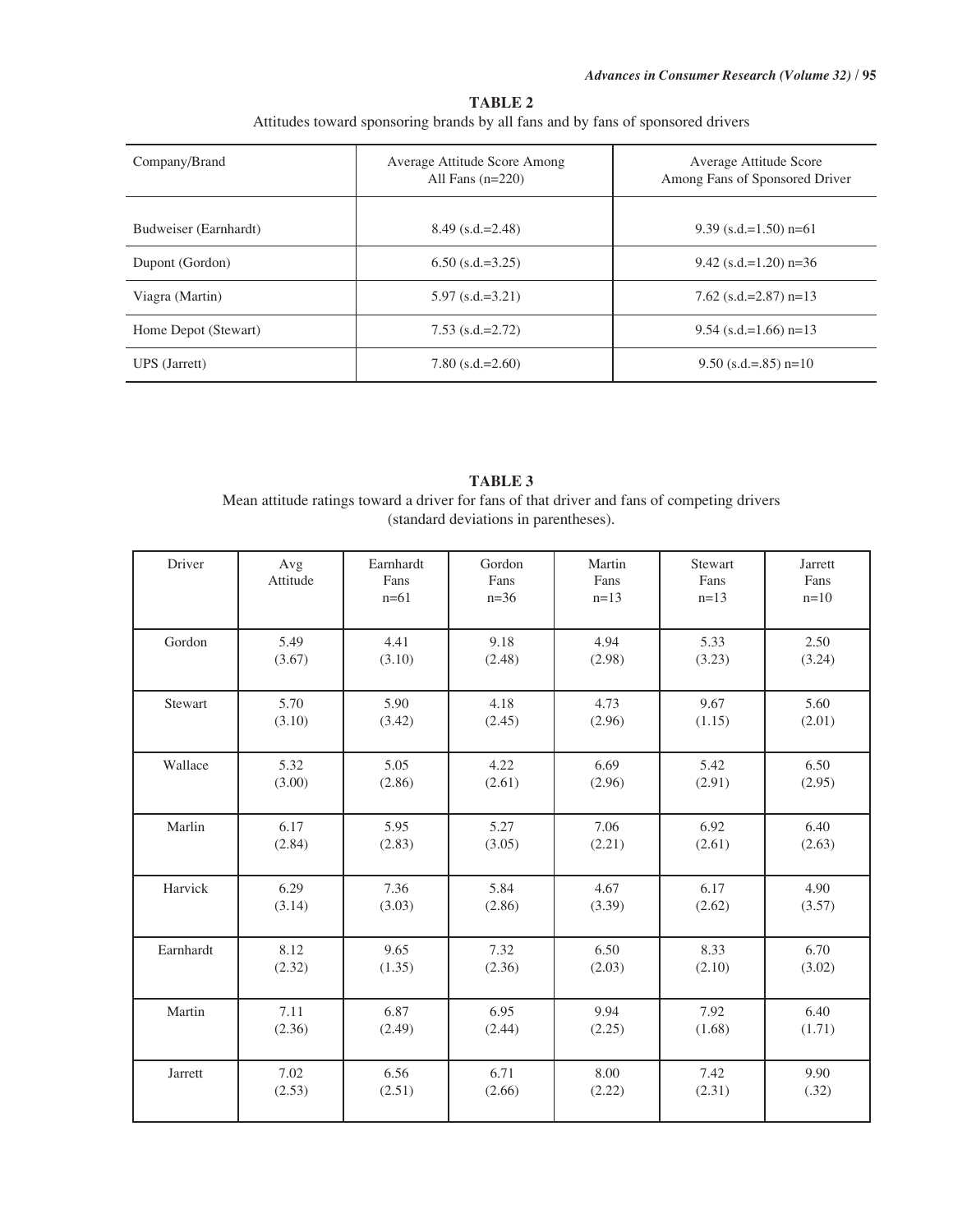**TABLE 2**

Attitudes toward sponsoring brands by all fans and by fans of sponsored drivers

| Company/Brand | Average Attitude Score Among All Fans (n=220) | Average Attitude Score Among Fans of Sponsored Driver |
|---|---|---|
| Budweiser (Earnhardt) | 8.49 (s.d.=2.48) | 9.39 (s.d.=1.50) n=61 |
| Dupont (Gordon) | 6.50 (s.d.=3.25) | 9.42 (s.d.=1.20) n=36 |
| Viagra (Martin) | 5.97 (s.d.=3.21) | 7.62 (s.d.=2.87) n=13 |
| Home Depot (Stewart) | 7.53 (s.d.=2.72) | 9.54 (s.d.=1.66) n=13 |
| UPS (Jarrett) | 7.80 (s.d.=2.60) | 9.50 (s.d.=.85) n=10 |

**TABLE 3**

Mean attitude ratings toward a driver for fans of that driver and fans of competing drivers (standard deviations in parentheses).

| Driver | Avg Attitude | Earnhardt Fans n=61 | Gordon Fans n=36 | Martin Fans n=13 | Stewart Fans n=13 | Jarrett Fans n=10 |
|---|---|---|---|---|---|---|
| Gordon | 5.49 (3.67) | 4.41 (3.10) | 9.18 (2.48) | 4.94 (2.98) | 5.33 (3.23) | 2.50 (3.24) |
| Stewart | 5.70 (3.10) | 5.90 (3.42) | 4.18 (2.45) | 4.73 (2.96) | 9.67 (1.15) | 5.60 (2.01) |
| Wallace | 5.32 (3.00) | 5.05 (2.86) | 4.22 (2.61) | 6.69 (2.96) | 5.42 (2.91) | 6.50 (2.95) |
| Marlin | 6.17 (2.84) | 5.95 (2.83) | 5.27 (3.05) | 7.06 (2.21) | 6.92 (2.61) | 6.40 (2.63) |
| Harvick | 6.29 (3.14) | 7.36 (3.03) | 5.84 (2.86) | 4.67 (3.39) | 6.17 (2.62) | 4.90 (3.57) |
| Earnhardt | 8.12 (2.32) | 9.65 (1.35) | 7.32 (2.36) | 6.50 (2.03) | 8.33 (2.10) | 6.70 (3.02) |
| Martin | 7.11 (2.36) | 6.87 (2.49) | 6.95 (2.44) | 9.94 (2.25) | 7.92 (1.68) | 6.40 (1.71) |
| Jarrett | 7.02 (2.53) | 6.56 (2.51) | 6.71 (2.66) | 8.00 (2.22) | 7.42 (2.31) | 9.90 (.32) |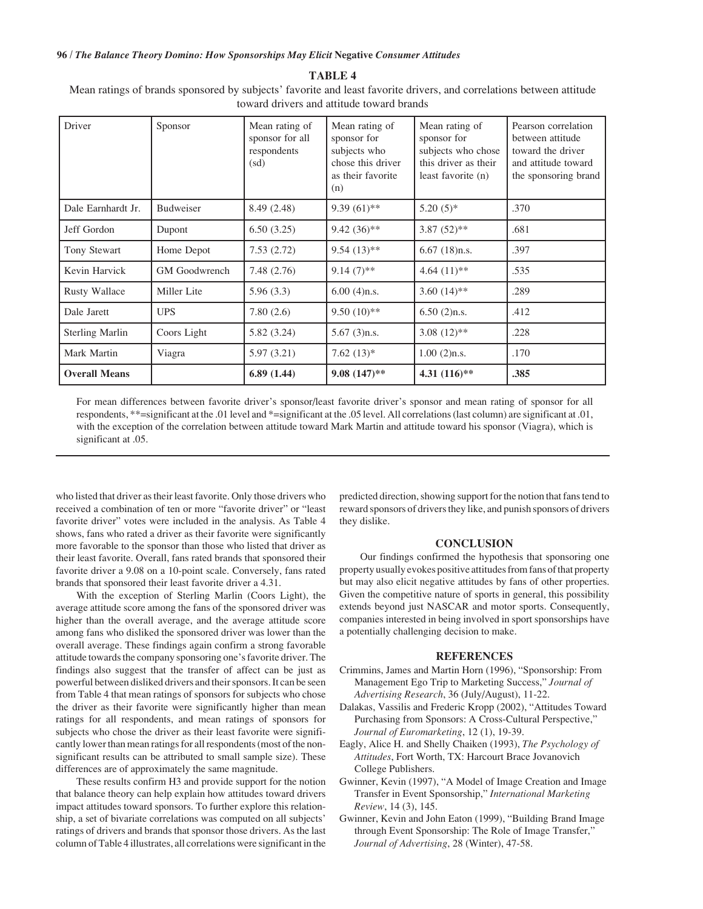**TABLE 4**

Mean ratings of brands sponsored by subjects' favorite and least favorite drivers, and correlations between attitude toward drivers and attitude toward brands

| Driver | Sponsor | Mean rating of sponsor for all respondents (sd) | Mean rating of sponsor for subjects who chose this driver as their favorite (n) | Mean rating of sponsor for subjects who chose this driver as their least favorite (n) | Pearson correlation between attitude toward the driver and attitude toward the sponsoring brand |
|---|---|---|---|---|---|
| Dale Earnhardt Jr. | Budweiser | 8.49 (2.48) | 9.39 (61)** | 5.20 (5)* | .370 |
| Jeff Gordon | Dupont | 6.50 (3.25) | 9.42 (36)** | 3.87 (52)** | .681 |
| Tony Stewart | Home Depot | 7.53 (2.72) | 9.54 (13)** | 6.67 (18)n.s. | .397 |
| Kevin Harvick | GM Goodwrench | 7.48 (2.76) | 9.14 (7)** | 4.64 (11)** | .535 |
| Rusty Wallace | Miller Lite | 5.96 (3.3) | 6.00 (4)n.s. | 3.60 (14)** | .289 |
| Dale Jarett | UPS | 7.80 (2.6) | 9.50 (10)** | 6.50 (2)n.s. | .412 |
| Sterling Marlin | Coors Light | 5.82 (3.24) | 5.67 (3)n.s. | 3.08 (12)** | .228 |
| Mark Martin | Viagra | 5.97 (3.21) | 7.62 (13)* | 1.00 (2)n.s. | .170 |
| **Overall Means** | | **6.89 (1.44)** | **9.08 (147)**** | **4.31 (116)**** | **.385** |

For mean differences between favorite driver's sponsor/least favorite driver's sponsor and mean rating of sponsor for all respondents, **=significant at the .01 level and *=significant at the .05 level. All correlations (last column) are significant at .01, with the exception of the correlation between attitude toward Mark Martin and attitude toward his sponsor (Viagra), which is significant at .05.

who listed that driver as their least favorite. Only those drivers who received a combination of ten or more "favorite driver" or "least favorite driver" votes were included in the analysis. As Table 4 shows, fans who rated a driver as their favorite were significantly more favorable to the sponsor than those who listed that driver as their least favorite. Overall, fans rated brands that sponsored their favorite driver a 9.08 on a 10-point scale. Conversely, fans rated brands that sponsored their least favorite driver a 4.31.

With the exception of Sterling Marlin (Coors Light), the average attitude score among the fans of the sponsored driver was higher than the overall average, and the average attitude score among fans who disliked the sponsored driver was lower than the overall average. These findings again confirm a strong favorable attitude towards the company sponsoring one's favorite driver. The findings also suggest that the transfer of affect can be just as powerful between disliked drivers and their sponsors. It can be seen from Table 4 that mean ratings of sponsors for subjects who chose the driver as their favorite were significantly higher than mean ratings for all respondents, and mean ratings of sponsors for subjects who chose the driver as their least favorite were significantly lower than mean ratings for all respondents (most of the non-significant results can be attributed to small sample size). These differences are of approximately the same magnitude.

These results confirm H3 and provide support for the notion that balance theory can help explain how attitudes toward drivers impact attitudes toward sponsors. To further explore this relationship, a set of bivariate correlations was computed on all subjects' ratings of drivers and brands that sponsor those drivers. As the last column of Table 4 illustrates, all correlations were significant in the predicted direction, showing support for the notion that fans tend to reward sponsors of drivers they like, and punish sponsors of drivers they dislike.

## CONCLUSION

Our findings confirmed the hypothesis that sponsoring one property usually evokes positive attitudes from fans of that property but may also elicit negative attitudes by fans of other properties. Given the competitive nature of sports in general, this possibility extends beyond just NASCAR and motor sports. Consequently, companies interested in being involved in sport sponsorships have a potentially challenging decision to make.

## REFERENCES

Crimmins, James and Martin Horn (1996), "Sponsorship: From Management Ego Trip to Marketing Success," *Journal of Advertising Research*, 36 (July/August), 11-22.

Dalakas, Vassilis and Frederic Kropp (2002), "Attitudes Toward Purchasing from Sponsors: A Cross-Cultural Perspective," *Journal of Euromarketing*, 12 (1), 19-39.

Eagly, Alice H. and Shelly Chaiken (1993), *The Psychology of Attitudes*, Fort Worth, TX: Harcourt Brace Jovanovich College Publishers.

Gwinner, Kevin (1997), "A Model of Image Creation and Image Transfer in Event Sponsorship," *International Marketing Review*, 14 (3), 145.

Gwinner, Kevin and John Eaton (1999), "Building Brand Image through Event Sponsorship: The Role of Image Transfer," *Journal of Advertising*, 28 (Winter), 47-58.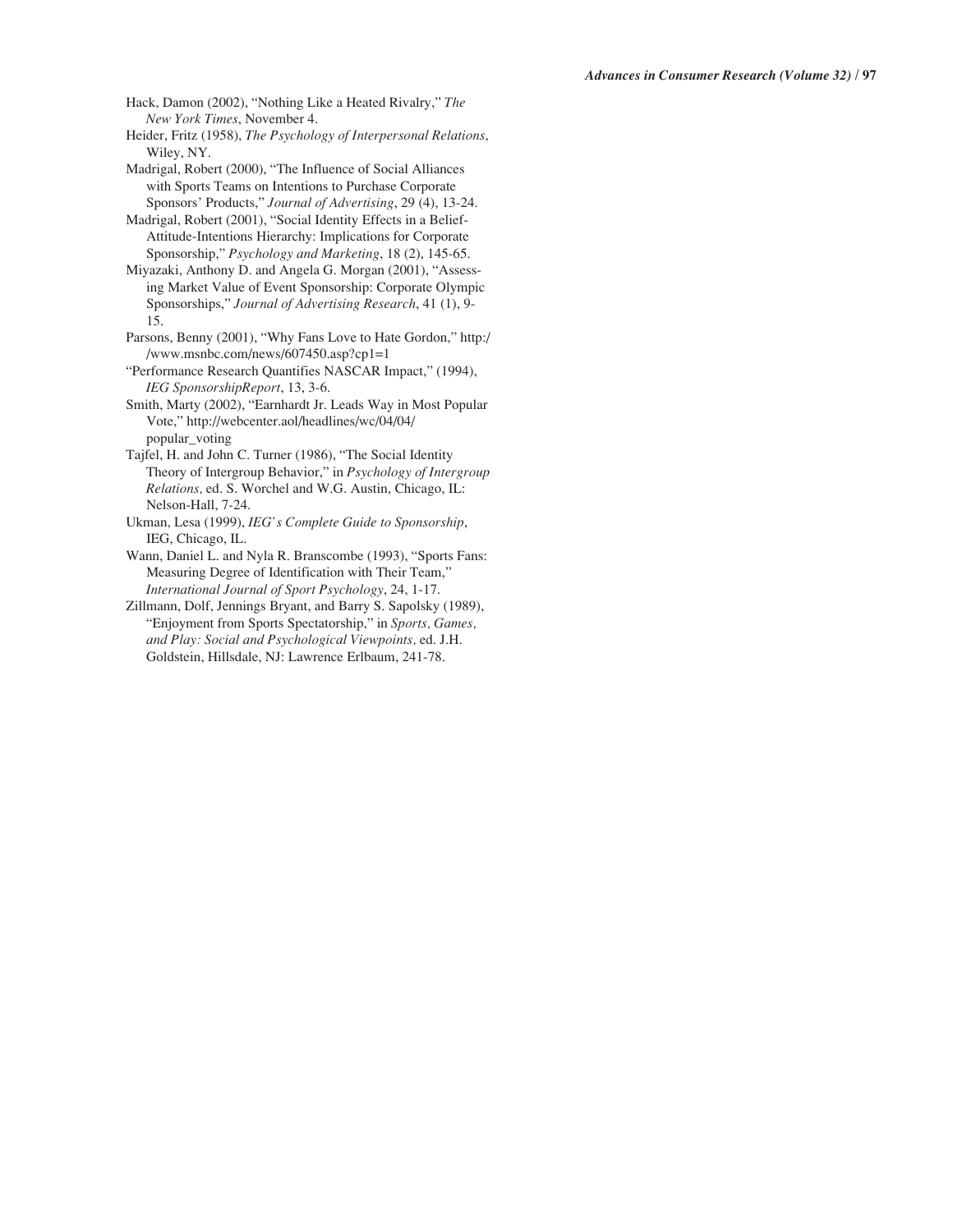Hack, Damon (2002), "Nothing Like a Heated Rivalry," *The New York Times*, November 4.

Heider, Fritz (1958), *The Psychology of Interpersonal Relations*, Wiley, NY.

Madrigal, Robert (2000), "The Influence of Social Alliances with Sports Teams on Intentions to Purchase Corporate Sponsors' Products," *Journal of Advertising*, 29 (4), 13-24.

Madrigal, Robert (2001), "Social Identity Effects in a Belief-Attitude-Intentions Hierarchy: Implications for Corporate Sponsorship," *Psychology and Marketing*, 18 (2), 145-65.

Miyazaki, Anthony D. and Angela G. Morgan (2001), "Assessing Market Value of Event Sponsorship: Corporate Olympic Sponsorships," *Journal of Advertising Research*, 41 (1), 9-15.

Parsons, Benny (2001), "Why Fans Love to Hate Gordon," http://www.msnbc.com/news/607450.asp?cp1=1

"Performance Research Quantifies NASCAR Impact," (1994), *IEG SponsorshipReport*, 13, 3-6.

Smith, Marty (2002), "Earnhardt Jr. Leads Way in Most Popular Vote," http://webcenter.aol/headlines/wc/04/04/popular_voting

Tajfel, H. and John C. Turner (1986), "The Social Identity Theory of Intergroup Behavior," in *Psychology of Intergroup Relations,* ed. S. Worchel and W.G. Austin, Chicago, IL: Nelson-Hall, 7-24.

Ukman, Lesa (1999), *IEG's Complete Guide to Sponsorship*, IEG, Chicago, IL.

Wann, Daniel L. and Nyla R. Branscombe (1993), "Sports Fans: Measuring Degree of Identification with Their Team," *International Journal of Sport Psychology*, 24, 1-17.

Zillmann, Dolf, Jennings Bryant, and Barry S. Sapolsky (1989), "Enjoyment from Sports Spectatorship," in *Sports, Games, and Play: Social and Psychological Viewpoints,* ed. J.H. Goldstein, Hillsdale, NJ: Lawrence Erlbaum, 241-78.